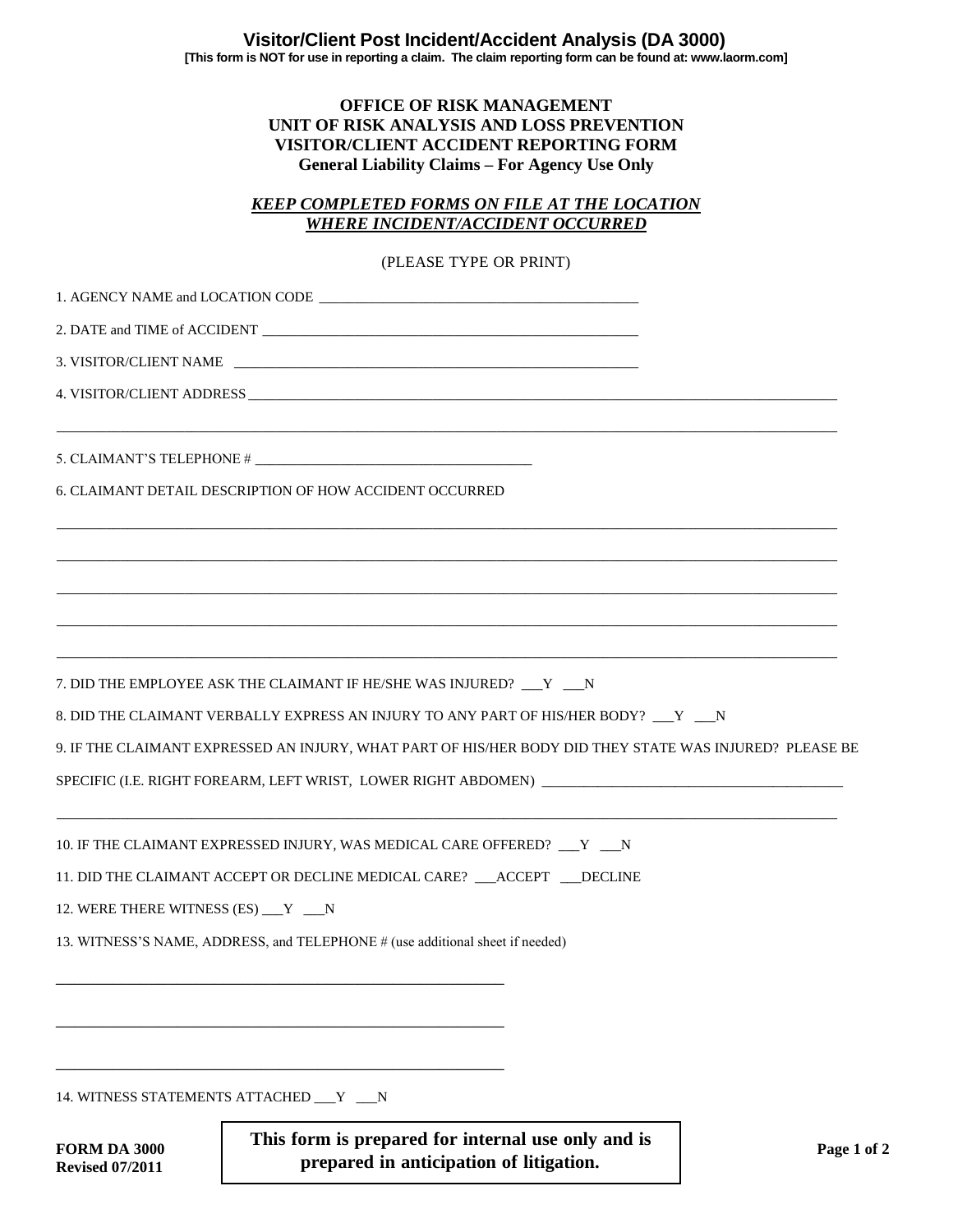# Visitor/Client Post Incident/Accident Analysis (DA 3000)

**[This form is NOT for use in reporting a claim. The claim reporting form can be found at: www.laorm.com]**

**OFFICE OF RISK MANAGEMENT**
**UNIT OF RISK ANALYSIS AND LOSS PREVENTION**
**VISITOR/CLIENT ACCIDENT REPORTING FORM**
**General Liability Claims – For Agency Use Only**

***KEEP COMPLETED FORMS ON FILE AT THE LOCATION WHERE INCIDENT/ACCIDENT OCCURRED***

(PLEASE TYPE OR PRINT)

1. AGENCY NAME and LOCATION CODE _______________________________________________

2. DATE and TIME of ACCIDENT _______________________________________________

3. VISITOR/CLIENT NAME _______________________________________________

4. VISITOR/CLIENT ADDRESS _______________________________________________

_______________________________________________________________________________

5. CLAIMANT'S TELEPHONE # _______________________________________

6. CLAIMANT DETAIL DESCRIPTION OF HOW ACCIDENT OCCURRED

_______________________________________________________________________________

_______________________________________________________________________________

_______________________________________________________________________________

_______________________________________________________________________________

_______________________________________________________________________________

7. DID THE EMPLOYEE ASK THE CLAIMANT IF HE/SHE WAS INJURED? ___Y ___N

8. DID THE CLAIMANT VERBALLY EXPRESS AN INJURY TO ANY PART OF HIS/HER BODY? ___Y ___N

9. IF THE CLAIMANT EXPRESSED AN INJURY, WHAT PART OF HIS/HER BODY DID THEY STATE WAS INJURED? PLEASE BE SPECIFIC (I.E. RIGHT FOREARM, LEFT WRIST, LOWER RIGHT ABDOMEN) _______________________________________________

_______________________________________________________________________________

10. IF THE CLAIMANT EXPRESSED INJURY, WAS MEDICAL CARE OFFERED? ___Y ___N

11. DID THE CLAIMANT ACCEPT OR DECLINE MEDICAL CARE? ___ACCEPT ___DECLINE

12. WERE THERE WITNESS (ES) ___Y ___N

13. WITNESS'S NAME, ADDRESS, and TELEPHONE # (use additional sheet if needed)

_______________________________________________

_______________________________________________

_______________________________________________

14. WITNESS STATEMENTS ATTACHED ___Y ___N

**FORM DA 3000**
**Revised 07/2011**

**This form is prepared for internal use only and is prepared in anticipation of litigation.**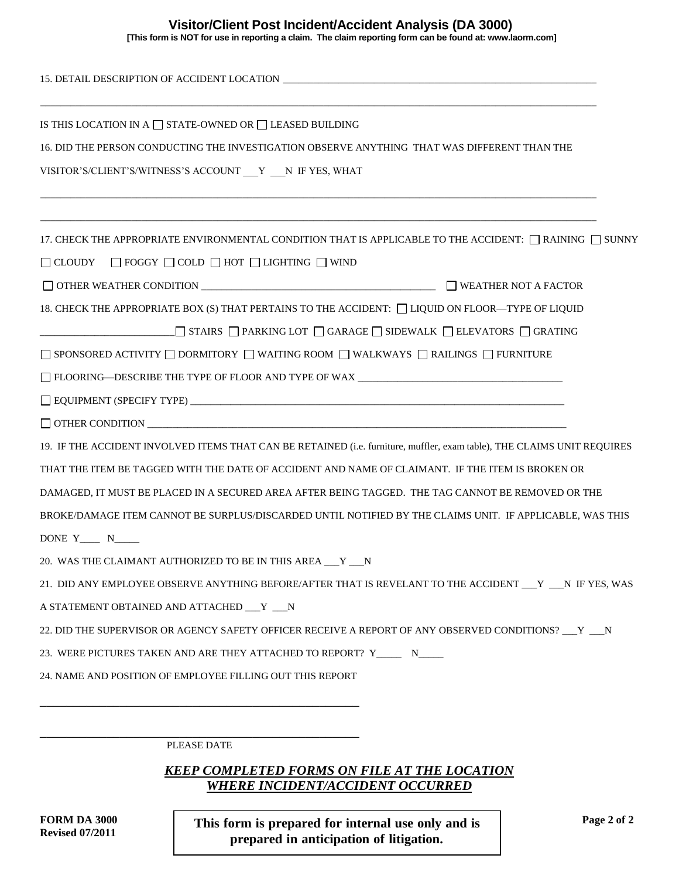# Visitor/Client Post Incident/Accident Analysis (DA 3000)

**[This form is NOT for use in reporting a claim. The claim reporting form can be found at: www.laorm.com]**

15. DETAIL DESCRIPTION OF ACCIDENT LOCATION ______________________________________________________________

__________________________________________________________________________________________________________

IS THIS LOCATION IN A ☐ STATE-OWNED OR ☐ LEASED BUILDING

16. DID THE PERSON CONDUCTING THE INVESTIGATION OBSERVE ANYTHING THAT WAS DIFFERENT THAN THE VISITOR'S/CLIENT'S/WITNESS'S ACCOUNT ___Y ___N IF YES, WHAT

__________________________________________________________________________________________________________

__________________________________________________________________________________________________________

17. CHECK THE APPROPRIATE ENVIRONMENTAL CONDITION THAT IS APPLICABLE TO THE ACCIDENT: ☐ RAINING ☐ SUNNY ☐ CLOUDY ☐ FOGGY ☐ COLD ☐ HOT ☐ LIGHTING ☐ WIND

☐ OTHER WEATHER CONDITION _______________________________________________ ☐ WEATHER NOT A FACTOR

18. CHECK THE APPROPRIATE BOX (S) THAT PERTAINS TO THE ACCIDENT: ☐ LIQUID ON FLOOR—TYPE OF LIQUID _________________________ ☐ STAIRS ☐ PARKING LOT ☐ GARAGE ☐ SIDEWALK ☐ ELEVATORS ☐ GRATING

☐ SPONSORED ACTIVITY ☐ DORMITORY ☐ WAITING ROOM ☐ WALKWAYS ☐ RAILINGS ☐ FURNITURE

☐ FLOORING—DESCRIBE THE TYPE OF FLOOR AND TYPE OF WAX ________________________________________

☐ EQUIPMENT (SPECIFY TYPE) ____________________________________________________________________________

☐ OTHER CONDITION ____________________________________________________________________________________

19. IF THE ACCIDENT INVOLVED ITEMS THAT CAN BE RETAINED (i.e. furniture, muffler, exam table), THE CLAIMS UNIT REQUIRES THAT THE ITEM BE TAGGED WITH THE DATE OF ACCIDENT AND NAME OF CLAIMANT. IF THE ITEM IS BROKEN OR DAMAGED, IT MUST BE PLACED IN A SECURED AREA AFTER BEING TAGGED. THE TAG CANNOT BE REMOVED OR THE BROKE/DAMAGE ITEM CANNOT BE SURPLUS/DISCARDED UNTIL NOTIFIED BY THE CLAIMS UNIT. IF APPLICABLE, WAS THIS DONE Y____ N_____

20. WAS THE CLAIMANT AUTHORIZED TO BE IN THIS AREA ___Y ___N

21. DID ANY EMPLOYEE OBSERVE ANYTHING BEFORE/AFTER THAT IS REVELANT TO THE ACCIDENT ___Y ___N IF YES, WAS A STATEMENT OBTAINED AND ATTACHED ___Y ___N

22. DID THE SUPERVISOR OR AGENCY SAFETY OFFICER RECEIVE A REPORT OF ANY OBSERVED CONDITIONS? ___Y ___N

23. WERE PICTURES TAKEN AND ARE THEY ATTACHED TO REPORT? Y_____ N_____

24. NAME AND POSITION OF EMPLOYEE FILLING OUT THIS REPORT

______________________________________________________________

______________________________________________________________

PLEASE DATE

***KEEP COMPLETED FORMS ON FILE AT THE LOCATION WHERE INCIDENT/ACCIDENT OCCURRED***

**FORM DA 3000**
**Revised 07/2011**

**This form is prepared for internal use only and is prepared in anticipation of litigation.**